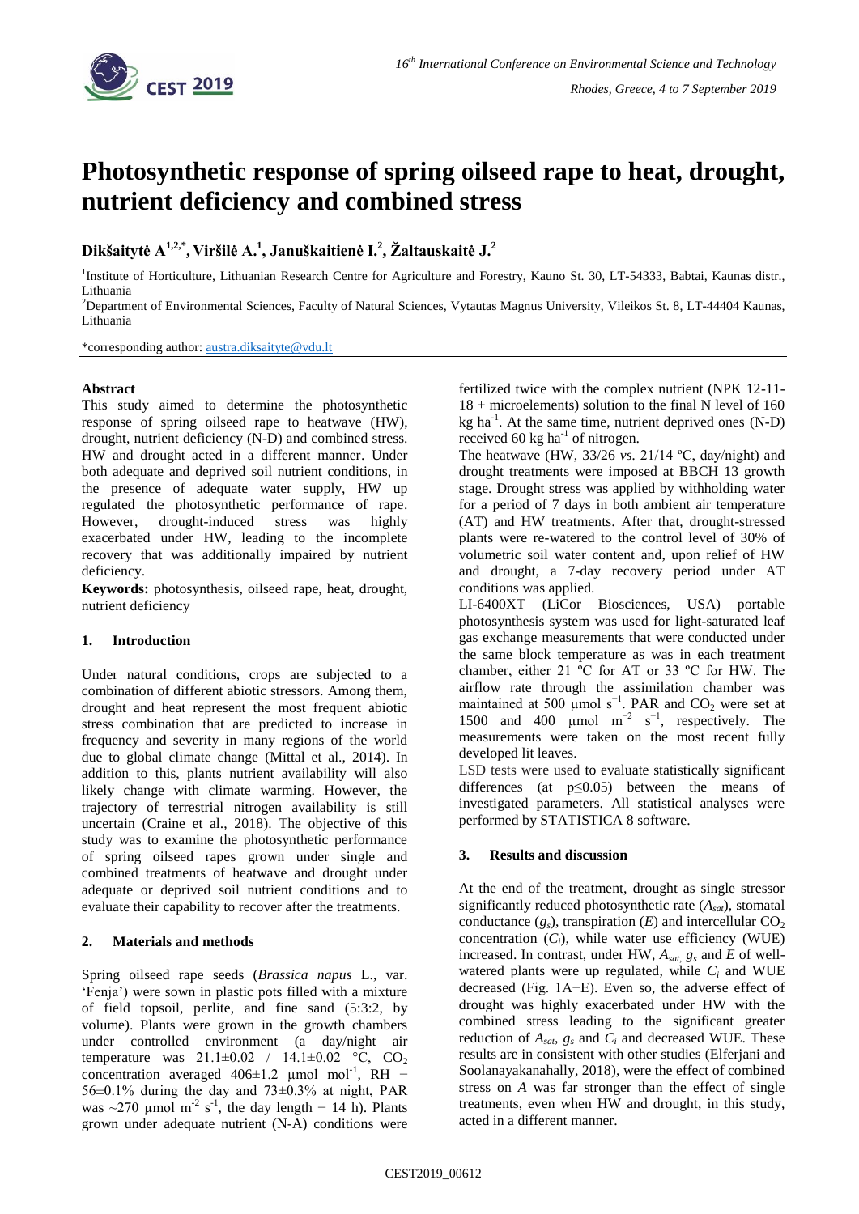# Photosynthetic response of spring oilseed rape to heat, drought, nutrient deficiency and combined stress

**Dikšaitytė A[1,2,*], Viršilė A.[1], Januškaitienė I.[2], Žaltauskaitė J.[2]**

[1]Institute of Horticulture, Lithuanian Research Centre for Agriculture and Forestry, Kauno St. 30, LT-54333, Babtai, Kaunas distr., Lithuania

[2]Department of Environmental Sciences, Faculty of Natural Sciences, Vytautas Magnus University, Vileikos St. 8, LT-44404 Kaunas, Lithuania

*corresponding author: austra.diksaityte@vdu.lt

### Abstract

This study aimed to determine the photosynthetic response of spring oilseed rape to heatwave (HW), drought, nutrient deficiency (N-D) and combined stress. HW and drought acted in a different manner. Under both adequate and deprived soil nutrient conditions, in the presence of adequate water supply, HW up regulated the photosynthetic performance of rape. However, drought-induced stress was highly exacerbated under HW, leading to the incomplete recovery that was additionally impaired by nutrient deficiency.

**Keywords:** photosynthesis, oilseed rape, heat, drought, nutrient deficiency

## 1. Introduction

Under natural conditions, crops are subjected to a combination of different abiotic stressors. Among them, drought and heat represent the most frequent abiotic stress combination that are predicted to increase in frequency and severity in many regions of the world due to global climate change (Mittal et al., 2014). In addition to this, plants nutrient availability will also likely change with climate warming. However, the trajectory of terrestrial nitrogen availability is still uncertain (Craine et al., 2018). The objective of this study was to examine the photosynthetic performance of spring oilseed rapes grown under single and combined treatments of heatwave and drought under adequate or deprived soil nutrient conditions and to evaluate their capability to recover after the treatments.

## 2. Materials and methods

Spring oilseed rape seeds (*Brassica napus* L., var. 'Fenja') were sown in plastic pots filled with a mixture of field topsoil, perlite, and fine sand (5:3:2, by volume). Plants were grown in the growth chambers under controlled environment (a day/night air temperature was 21.1±0.02 / 14.1±0.02 °C, $CO_2$ concentration averaged 406±1.2 µmol mol$^{-1}$, RH − 56±0.1% during the day and 73±0.3% at night, PAR was ~270 µmol m$^{-2}$ s$^{-1}$, the day length − 14 h). Plants grown under adequate nutrient (N-A) conditions were fertilized twice with the complex nutrient (NPK 12-11-18 + microelements) solution to the final N level of 160 kg ha$^{-1}$. At the same time, nutrient deprived ones (N-D) received 60 kg ha$^{-1}$ of nitrogen.

The heatwave (HW, 33/26 *vs.* 21/14 ºC, day/night) and drought treatments were imposed at BBCH 13 growth stage. Drought stress was applied by withholding water for a period of 7 days in both ambient air temperature (AT) and HW treatments. After that, drought-stressed plants were re-watered to the control level of 30% of volumetric soil water content and, upon relief of HW and drought, a 7-day recovery period under AT conditions was applied.

LI-6400XT (LiCor Biosciences, USA) portable photosynthesis system was used for light-saturated leaf gas exchange measurements that were conducted under the same block temperature as was in each treatment chamber, either 21 ºC for AT or 33 ºC for HW. The airflow rate through the assimilation chamber was maintained at 500 µmol s$^{-1}$. PAR and $CO_2$ were set at 1500 and 400 µmol m$^{-2}$ s$^{-1}$, respectively. The measurements were taken on the most recent fully developed lit leaves.

LSD tests were used to evaluate statistically significant differences (at $p \leq 0.05$) between the means of investigated parameters. All statistical analyses were performed by STATISTICA 8 software.

## 3. Results and discussion

At the end of the treatment, drought as single stressor significantly reduced photosynthetic rate ($A_{sat}$), stomatal conductance ($g_s$), transpiration ($E$) and intercellular $CO_2$ concentration ($C_i$), while water use efficiency (WUE) increased. In contrast, under HW, $A_{sat}$, $g_s$ and $E$ of well-watered plants were up regulated, while $C_i$ and WUE decreased (Fig. 1A−E). Even so, the adverse effect of drought was highly exacerbated under HW with the combined stress leading to the significant greater reduction of $A_{sat}$, $g_s$ and $C_i$ and decreased WUE. These results are in consistent with other studies (Elferjani and Soolanayakanahally, 2018), were the effect of combined stress on $A$ was far stronger than the effect of single treatments, even when HW and drought, in this study, acted in a different manner.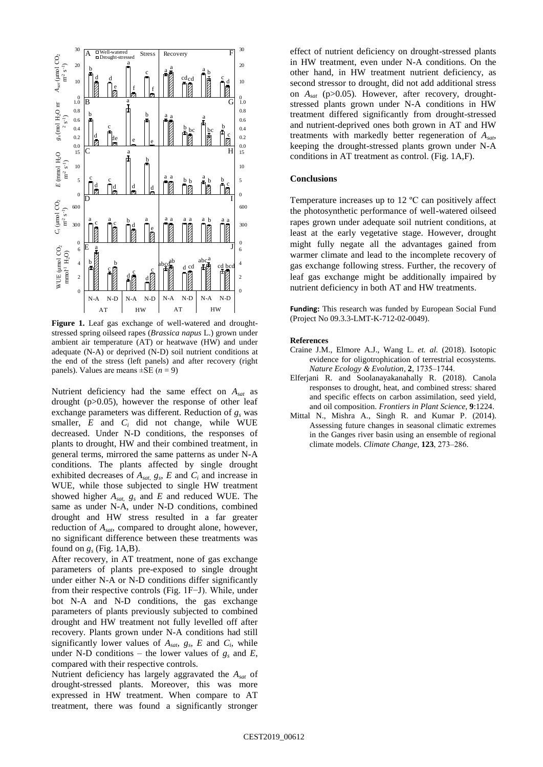A Well-watered Drought-stressed Stress Recovery F

30 30

$A_{sat}$ (µmol $CO_2$ $m^{-2}$ $s^{-1}$)

20 20

10 10

0 0

b d d e a f c f a a cd cd a b c d

B G

1.0 1.0

0.8 0.8

$g_s$ (mol $H_2O$ $m^{-2}$ $s^{-1}$)

0.6 0.6

0.4 0.4

0.2 0.2

0.0 0.0

b d c de a e b e a a b bc a bc b c

C H

15 15

$E$ (mmol $H_2O$ $m^{-2}$ $s^{-1}$)

10 10

5 5

0 0

c d c d a d b d a a b b a b b c

D I

600 600

$C_i$ (µmol $CO_2$ $m^{-2}$ $s^{-1}$)

300 300

0 0

a c a c b d a e a a a a a b a a

E J

6 6

WUE (µmol $CO_2$ $mmol^{-1}$ $H_2O$)

4 4

2 2

0 0

b a c b d c d c abcd ab d cd abc a cd bcd

N-A N-D N-A N-D N-A N-D N-A N-D

AT HW AT HW

**Figure 1.** Leaf gas exchange of well-watered and drought-stressed spring oilseed rapes (*Brassica napus* L.) grown under ambient air temperature (AT) or heatwave (HW) and under adequate (N-A) or deprived (N-D) soil nutrient conditions at the end of the stress (left panels) and after recovery (right panels). Values are means ±SE ($n$ = 9)

Nutrient deficiency had the same effect on $A_{sat}$ as drought ($p$>0.05), however the response of other leaf exchange parameters was different. Reduction of $g_s$ was smaller, $E$ and $C_i$ did not change, while WUE decreased. Under N-D conditions, the responses of plants to drought, HW and their combined treatment, in general terms, mirrored the same patterns as under N-A conditions. The plants affected by single drought exhibited decreases of $A_{sat}$, $g_s$, $E$ and $C_i$ and increase in WUE, while those subjected to single HW treatment showed higher $A_{sat}$, $g_s$ and $E$ and reduced WUE. The same as under N-A, under N-D conditions, combined drought and HW stress resulted in a far greater reduction of $A_{sat}$, compared to drought alone, however, no significant difference between these treatments was found on $g_s$ (Fig. 1A,B).

After recovery, in AT treatment, none of gas exchange parameters of plants pre-exposed to single drought under either N-A or N-D conditions differ significantly from their respective controls (Fig. 1F−J). While, under bot N-A and N-D conditions, the gas exchange parameters of plants previously subjected to combined drought and HW treatment not fully levelled off after recovery. Plants grown under N-A conditions had still significantly lower values of $A_{sat}$, $g_s$, $E$ and $C_i$, while under N-D conditions – the lower values of $g_s$ and $E$, compared with their respective controls.

Nutrient deficiency has largely aggravated the $A_{sat}$ of drought-stressed plants. Moreover, this was more expressed in HW treatment. When compare to AT treatment, there was found a significantly stronger effect of nutrient deficiency on drought-stressed plants in HW treatment, even under N-A conditions. On the other hand, in HW treatment nutrient deficiency, as second stressor to drought, did not add additional stress on $A_{sat}$ ($p$>0.05). However, after recovery, drought-stressed plants grown under N-A conditions in HW treatment differed significantly from drought-stressed and nutrient-deprived ones both grown in AT and HW treatments with markedly better regeneration of $A_{sat}$, keeping the drought-stressed plants grown under N-A conditions in AT treatment as control. (Fig. 1A,F).

## Conclusions

Temperature increases up to 12 ºC can positively affect the photosynthetic performance of well-watered oilseed rapes grown under adequate soil nutrient conditions, at least at the early vegetative stage. However, drought might fully negate all the advantages gained from warmer climate and lead to the incomplete recovery of gas exchange following stress. Further, the recovery of leaf gas exchange might be additionally impaired by nutrient deficiency in both AT and HW treatments.

**Funding:** This research was funded by European Social Fund (Project No 09.3.3-LMT-K-712-02-0049).

## References

Craine J.M., Elmore A.J., Wang L. *et. al.* (2018). Isotopic evidence for oligotrophication of terrestrial ecosystems. *Nature Ecology & Evolution*, **2**, 1735–1744.

Elferjani R. and Soolanayakanahally R. (2018). Canola responses to drought, heat, and combined stress: shared and specific effects on carbon assimilation, seed yield, and oil composition. *Frontiers in Plant Science*, **9**:1224.

Mittal N., Mishra A., Singh R. and Kumar P. (2014). Assessing future changes in seasonal climatic extremes in the Ganges river basin using an ensemble of regional climate models. *Climate Change*, **123**, 273–286.